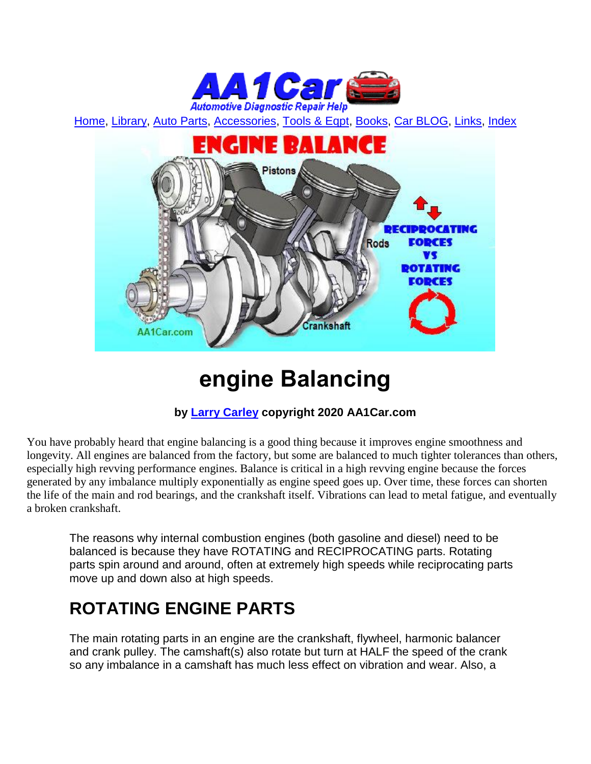Home, Library, Auto Parts, Accessories, Tools & Eqpt, Books, Car BLOG, Links, Index

# engine Balancing

**by Larry Carley copyright 2020 AA1Car.com**

You have probably heard that engine balancing is a good thing because it improves engine smoothness and longevity. All engines are balanced from the factory, but some are balanced to much tighter tolerances than others, especially high revving performance engines. Balance is critical in a high revving engine because the forces generated by any imbalance multiply exponentially as engine speed goes up. Over time, these forces can shorten the life of the main and rod bearings, and the crankshaft itself. Vibrations can lead to metal fatigue, and eventually a broken crankshaft.

The reasons why internal combustion engines (both gasoline and diesel) need to be balanced is because they have ROTATING and RECIPROCATING parts. Rotating parts spin around and around, often at extremely high speeds while reciprocating parts move up and down also at high speeds.

## ROTATING ENGINE PARTS

The main rotating parts in an engine are the crankshaft, flywheel, harmonic balancer and crank pulley. The camshaft(s) also rotate but turn at HALF the speed of the crank so any imbalance in a camshaft has much less effect on vibration and wear. Also, a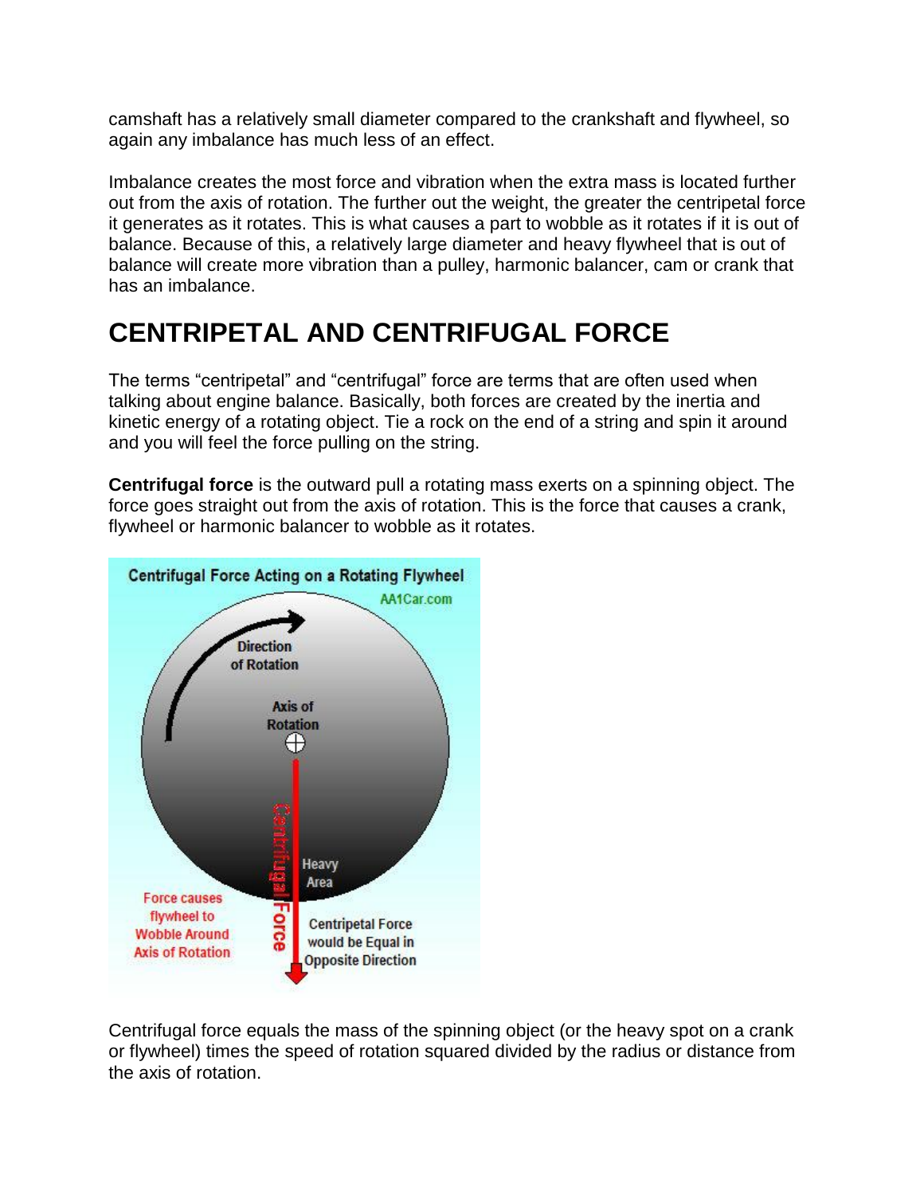camshaft has a relatively small diameter compared to the crankshaft and flywheel, so again any imbalance has much less of an effect.

Imbalance creates the most force and vibration when the extra mass is located further out from the axis of rotation. The further out the weight, the greater the centripetal force it generates as it rotates. This is what causes a part to wobble as it rotates if it is out of balance. Because of this, a relatively large diameter and heavy flywheel that is out of balance will create more vibration than a pulley, harmonic balancer, cam or crank that has an imbalance.

# CENTRIPETAL AND CENTRIFUGAL FORCE

The terms "centripetal" and "centrifugal" force are terms that are often used when talking about engine balance. Basically, both forces are created by the inertia and kinetic energy of a rotating object. Tie a rock on the end of a string and spin it around and you will feel the force pulling on the string.

**Centrifugal force** is the outward pull a rotating mass exerts on a spinning object. The force goes straight out from the axis of rotation. This is the force that causes a crank, flywheel or harmonic balancer to wobble as it rotates.

Centrifugal force equals the mass of the spinning object (or the heavy spot on a crank or flywheel) times the speed of rotation squared divided by the radius or distance from the axis of rotation.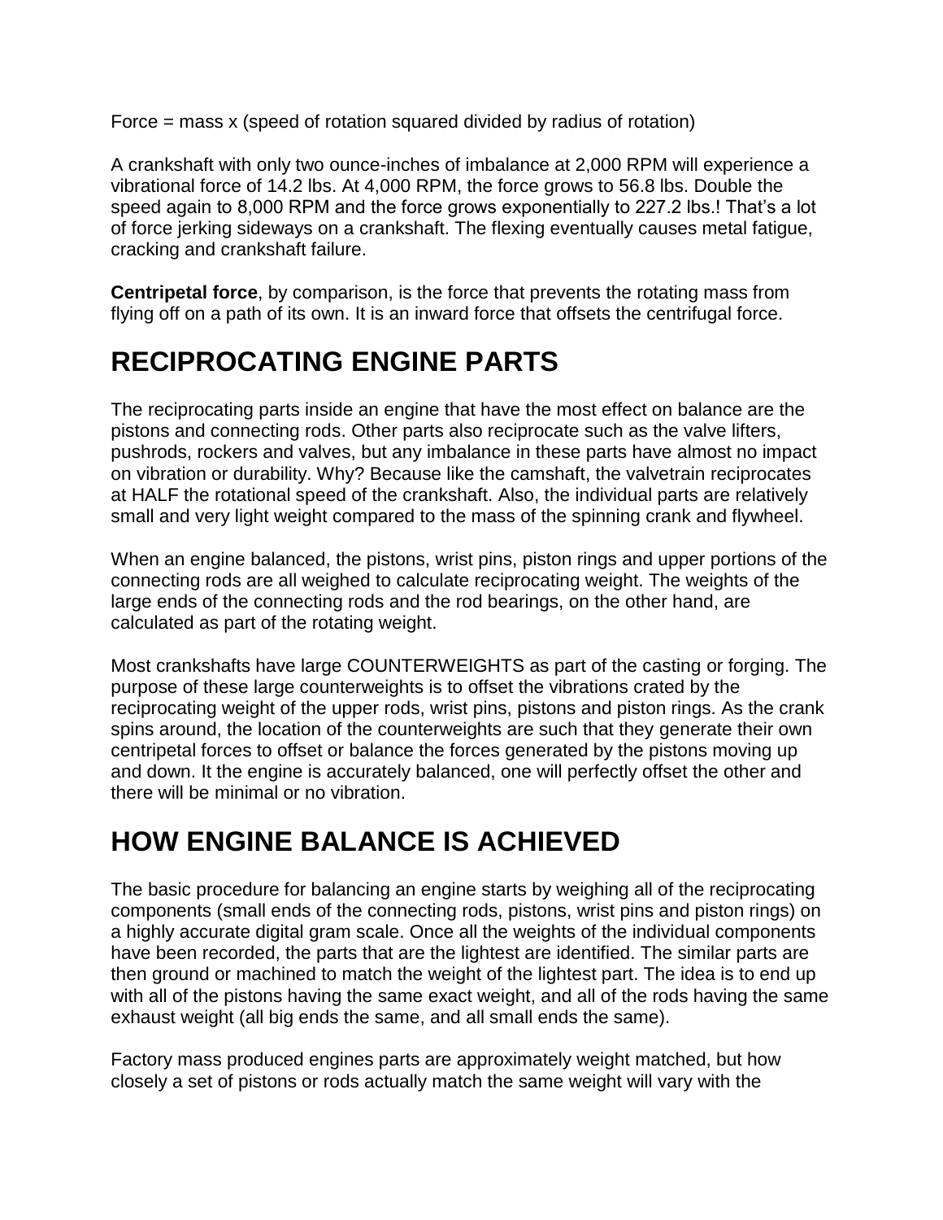Force = mass x (speed of rotation squared divided by radius of rotation)

A crankshaft with only two ounce-inches of imbalance at 2,000 RPM will experience a vibrational force of 14.2 lbs. At 4,000 RPM, the force grows to 56.8 lbs. Double the speed again to 8,000 RPM and the force grows exponentially to 227.2 lbs.! That's a lot of force jerking sideways on a crankshaft. The flexing eventually causes metal fatigue, cracking and crankshaft failure.

**Centripetal force**, by comparison, is the force that prevents the rotating mass from flying off on a path of its own. It is an inward force that offsets the centrifugal force.

# RECIPROCATING ENGINE PARTS

The reciprocating parts inside an engine that have the most effect on balance are the pistons and connecting rods. Other parts also reciprocate such as the valve lifters, pushrods, rockers and valves, but any imbalance in these parts have almost no impact on vibration or durability. Why? Because like the camshaft, the valvetrain reciprocates at HALF the rotational speed of the crankshaft. Also, the individual parts are relatively small and very light weight compared to the mass of the spinning crank and flywheel.

When an engine balanced, the pistons, wrist pins, piston rings and upper portions of the connecting rods are all weighed to calculate reciprocating weight. The weights of the large ends of the connecting rods and the rod bearings, on the other hand, are calculated as part of the rotating weight.

Most crankshafts have large COUNTERWEIGHTS as part of the casting or forging. The purpose of these large counterweights is to offset the vibrations crated by the reciprocating weight of the upper rods, wrist pins, pistons and piston rings. As the crank spins around, the location of the counterweights are such that they generate their own centripetal forces to offset or balance the forces generated by the pistons moving up and down. It the engine is accurately balanced, one will perfectly offset the other and there will be minimal or no vibration.

# HOW ENGINE BALANCE IS ACHIEVED

The basic procedure for balancing an engine starts by weighing all of the reciprocating components (small ends of the connecting rods, pistons, wrist pins and piston rings) on a highly accurate digital gram scale. Once all the weights of the individual components have been recorded, the parts that are the lightest are identified. The similar parts are then ground or machined to match the weight of the lightest part. The idea is to end up with all of the pistons having the same exact weight, and all of the rods having the same exhaust weight (all big ends the same, and all small ends the same).

Factory mass produced engines parts are approximately weight matched, but how closely a set of pistons or rods actually match the same weight will vary with the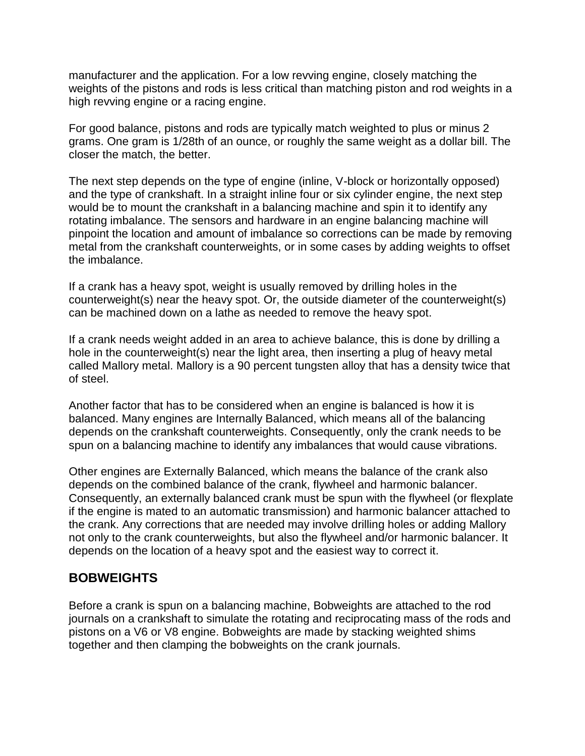manufacturer and the application. For a low revving engine, closely matching the weights of the pistons and rods is less critical than matching piston and rod weights in a high revving engine or a racing engine.

For good balance, pistons and rods are typically match weighted to plus or minus 2 grams. One gram is 1/28th of an ounce, or roughly the same weight as a dollar bill. The closer the match, the better.

The next step depends on the type of engine (inline, V-block or horizontally opposed) and the type of crankshaft. In a straight inline four or six cylinder engine, the next step would be to mount the crankshaft in a balancing machine and spin it to identify any rotating imbalance. The sensors and hardware in an engine balancing machine will pinpoint the location and amount of imbalance so corrections can be made by removing metal from the crankshaft counterweights, or in some cases by adding weights to offset the imbalance.

If a crank has a heavy spot, weight is usually removed by drilling holes in the counterweight(s) near the heavy spot. Or, the outside diameter of the counterweight(s) can be machined down on a lathe as needed to remove the heavy spot.

If a crank needs weight added in an area to achieve balance, this is done by drilling a hole in the counterweight(s) near the light area, then inserting a plug of heavy metal called Mallory metal. Mallory is a 90 percent tungsten alloy that has a density twice that of steel.

Another factor that has to be considered when an engine is balanced is how it is balanced. Many engines are Internally Balanced, which means all of the balancing depends on the crankshaft counterweights. Consequently, only the crank needs to be spun on a balancing machine to identify any imbalances that would cause vibrations.

Other engines are Externally Balanced, which means the balance of the crank also depends on the combined balance of the crank, flywheel and harmonic balancer. Consequently, an externally balanced crank must be spun with the flywheel (or flexplate if the engine is mated to an automatic transmission) and harmonic balancer attached to the crank. Any corrections that are needed may involve drilling holes or adding Mallory not only to the crank counterweights, but also the flywheel and/or harmonic balancer. It depends on the location of a heavy spot and the easiest way to correct it.

## BOBWEIGHTS

Before a crank is spun on a balancing machine, Bobweights are attached to the rod journals on a crankshaft to simulate the rotating and reciprocating mass of the rods and pistons on a V6 or V8 engine. Bobweights are made by stacking weighted shims together and then clamping the bobweights on the crank journals.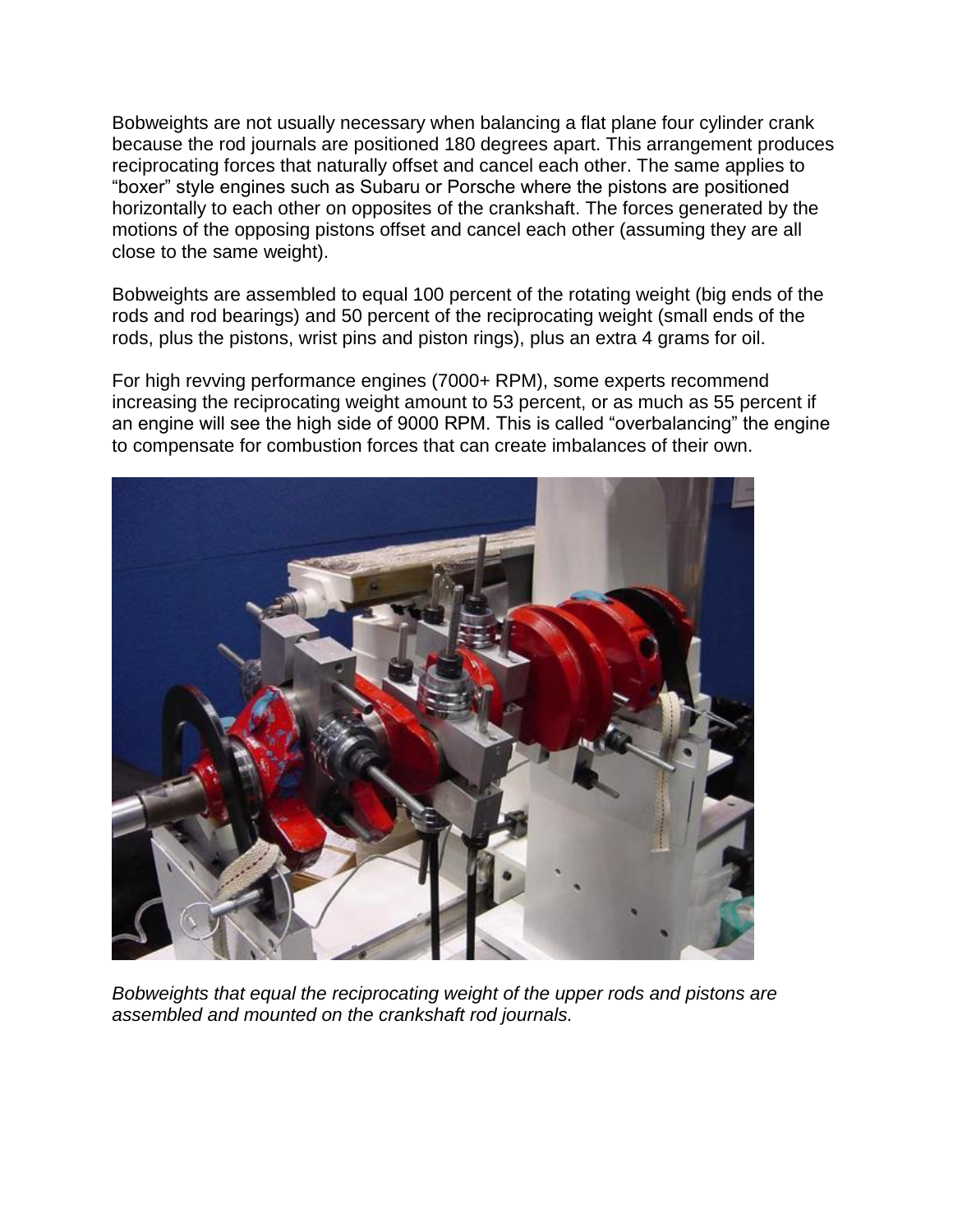Bobweights are not usually necessary when balancing a flat plane four cylinder crank because the rod journals are positioned 180 degrees apart. This arrangement produces reciprocating forces that naturally offset and cancel each other. The same applies to "boxer" style engines such as Subaru or Porsche where the pistons are positioned horizontally to each other on opposites of the crankshaft. The forces generated by the motions of the opposing pistons offset and cancel each other (assuming they are all close to the same weight).

Bobweights are assembled to equal 100 percent of the rotating weight (big ends of the rods and rod bearings) and 50 percent of the reciprocating weight (small ends of the rods, plus the pistons, wrist pins and piston rings), plus an extra 4 grams for oil.

For high revving performance engines (7000+ RPM), some experts recommend increasing the reciprocating weight amount to 53 percent, or as much as 55 percent if an engine will see the high side of 9000 RPM. This is called "overbalancing" the engine to compensate for combustion forces that can create imbalances of their own.

*Bobweights that equal the reciprocating weight of the upper rods and pistons are assembled and mounted on the crankshaft rod journals.*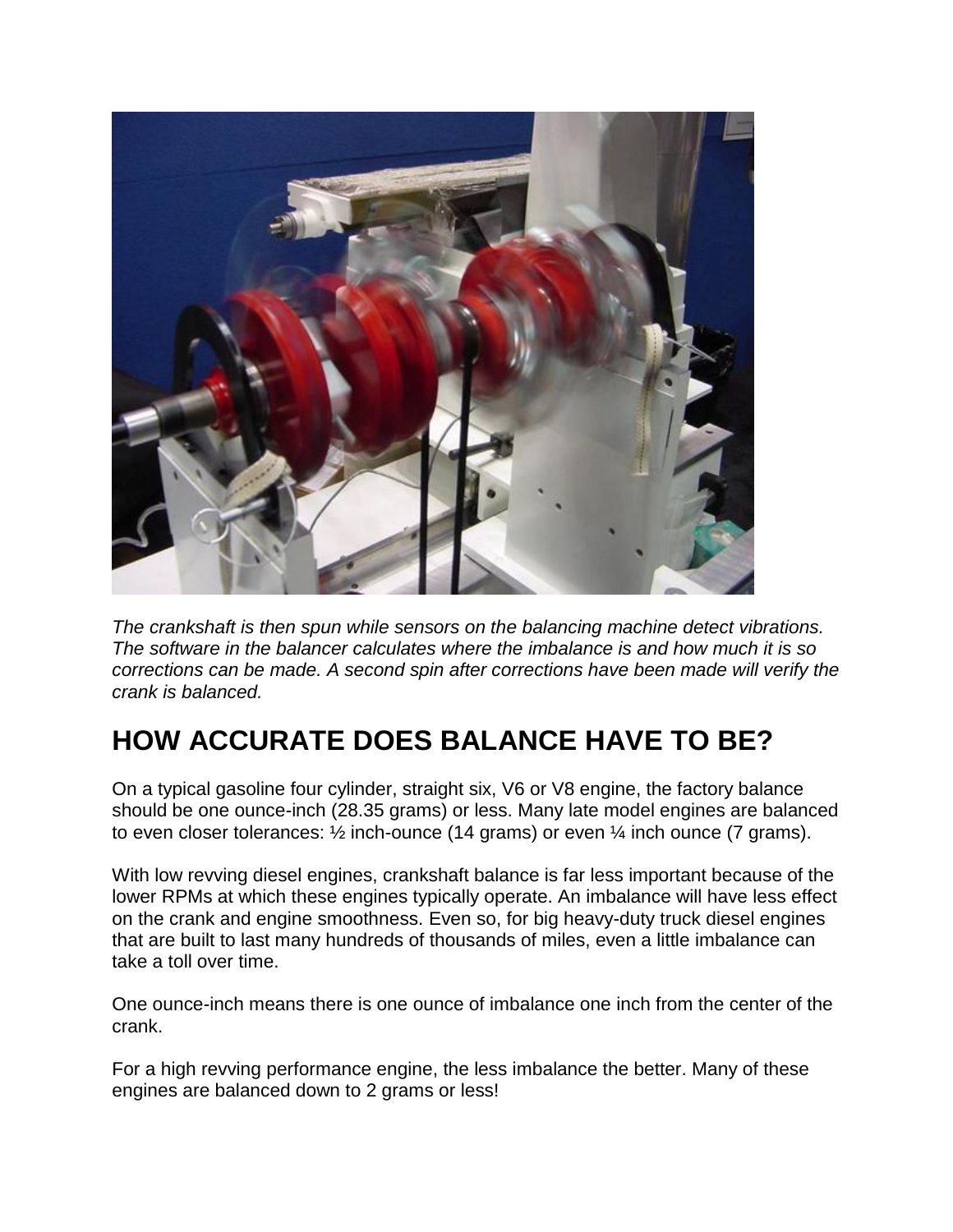*The crankshaft is then spun while sensors on the balancing machine detect vibrations. The software in the balancer calculates where the imbalance is and how much it is so corrections can be made. A second spin after corrections have been made will verify the crank is balanced.*

## HOW ACCURATE DOES BALANCE HAVE TO BE?

On a typical gasoline four cylinder, straight six, V6 or V8 engine, the factory balance should be one ounce-inch (28.35 grams) or less. Many late model engines are balanced to even closer tolerances: ½ inch-ounce (14 grams) or even ¼ inch ounce (7 grams).

With low revving diesel engines, crankshaft balance is far less important because of the lower RPMs at which these engines typically operate. An imbalance will have less effect on the crank and engine smoothness. Even so, for big heavy-duty truck diesel engines that are built to last many hundreds of thousands of miles, even a little imbalance can take a toll over time.

One ounce-inch means there is one ounce of imbalance one inch from the center of the crank.

For a high revving performance engine, the less imbalance the better. Many of these engines are balanced down to 2 grams or less!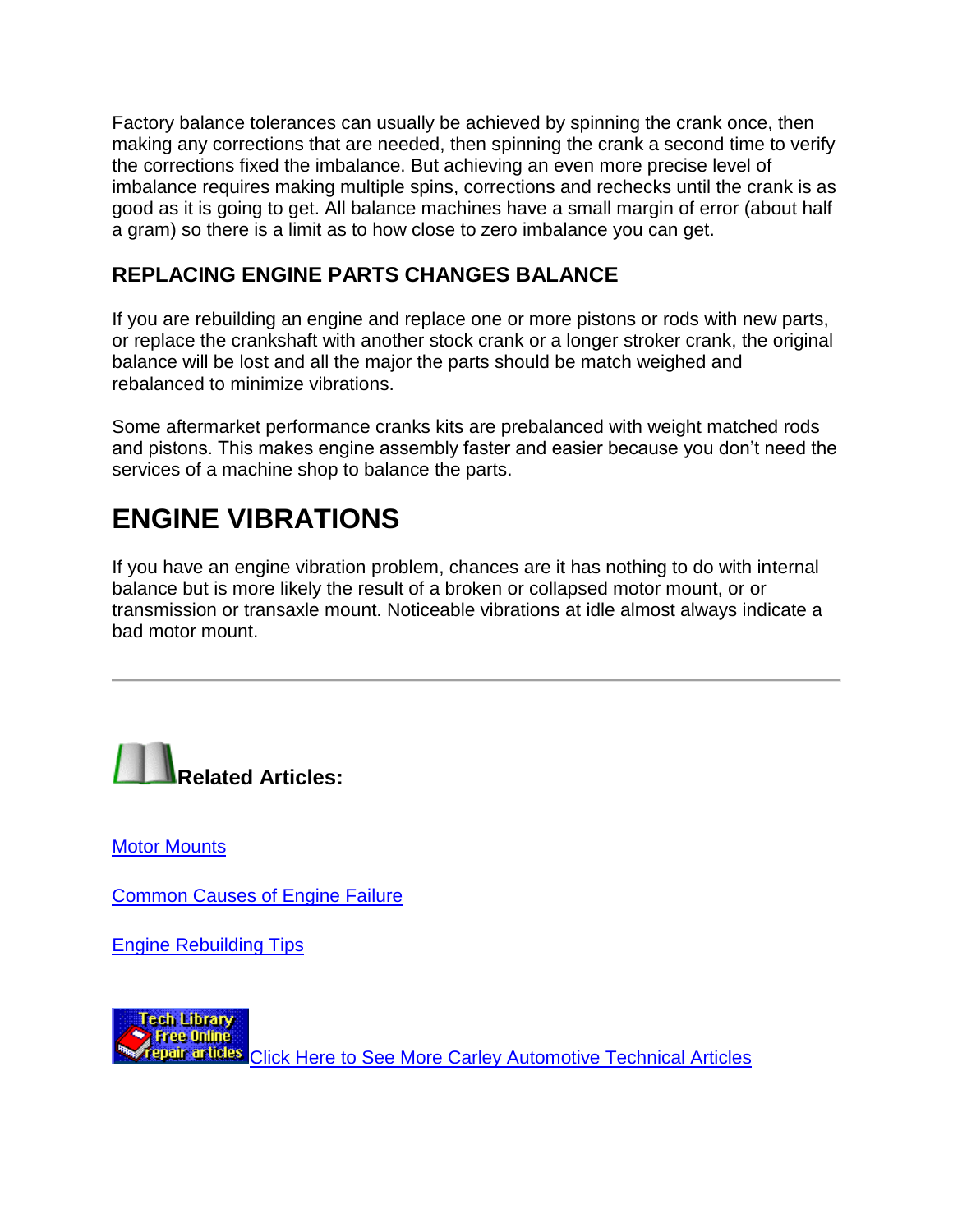Factory balance tolerances can usually be achieved by spinning the crank once, then making any corrections that are needed, then spinning the crank a second time to verify the corrections fixed the imbalance. But achieving an even more precise level of imbalance requires making multiple spins, corrections and rechecks until the crank is as good as it is going to get. All balance machines have a small margin of error (about half a gram) so there is a limit as to how close to zero imbalance you can get.

### REPLACING ENGINE PARTS CHANGES BALANCE

If you are rebuilding an engine and replace one or more pistons or rods with new parts, or replace the crankshaft with another stock crank or a longer stroker crank, the original balance will be lost and all the major the parts should be match weighed and rebalanced to minimize vibrations.

Some aftermarket performance cranks kits are prebalanced with weight matched rods and pistons. This makes engine assembly faster and easier because you don't need the services of a machine shop to balance the parts.

## ENGINE VIBRATIONS

If you have an engine vibration problem, chances are it has nothing to do with internal balance but is more likely the result of a broken or collapsed motor mount, or or transmission or transaxle mount. Noticeable vibrations at idle almost always indicate a bad motor mount.

---

**Related Articles:**

Motor Mounts

Common Causes of Engine Failure

Engine Rebuilding Tips

Click Here to See More Carley Automotive Technical Articles